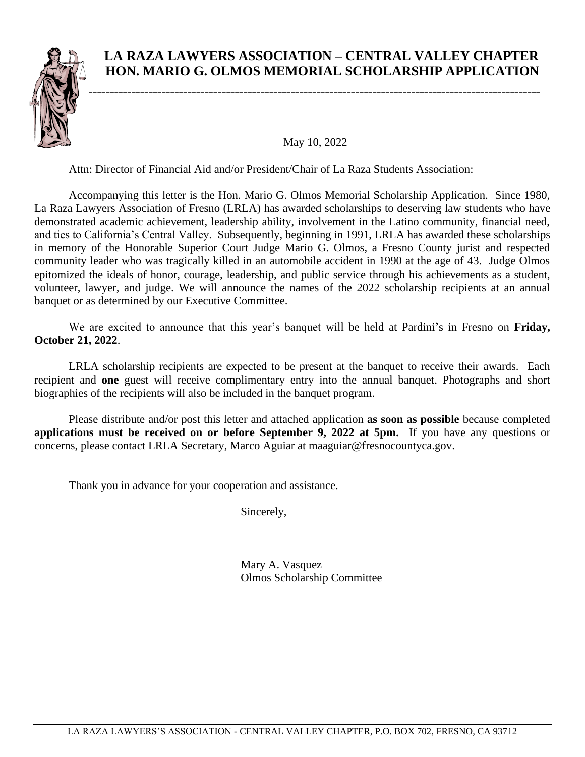# LA RAZA LAWYERS ASSOCIATION – CENTRAL VALLEY CHAPTER
# HON. MARIO G. OLMOS MEMORIAL SCHOLARSHIP APPLICATION

May 10, 2022

Attn: Director of Financial Aid and/or President/Chair of La Raza Students Association:

Accompanying this letter is the Hon. Mario G. Olmos Memorial Scholarship Application. Since 1980, La Raza Lawyers Association of Fresno (LRLA) has awarded scholarships to deserving law students who have demonstrated academic achievement, leadership ability, involvement in the Latino community, financial need, and ties to California's Central Valley. Subsequently, beginning in 1991, LRLA has awarded these scholarships in memory of the Honorable Superior Court Judge Mario G. Olmos, a Fresno County jurist and respected community leader who was tragically killed in an automobile accident in 1990 at the age of 43. Judge Olmos epitomized the ideals of honor, courage, leadership, and public service through his achievements as a student, volunteer, lawyer, and judge. We will announce the names of the 2022 scholarship recipients at an annual banquet or as determined by our Executive Committee.

We are excited to announce that this year's banquet will be held at Pardini's in Fresno on **Friday, October 21, 2022**.

LRLA scholarship recipients are expected to be present at the banquet to receive their awards. Each recipient and **one** guest will receive complimentary entry into the annual banquet. Photographs and short biographies of the recipients will also be included in the banquet program.

Please distribute and/or post this letter and attached application **as soon as possible** because completed **applications must be received on or before September 9, 2022 at 5pm.** If you have any questions or concerns, please contact LRLA Secretary, Marco Aguiar at maaguiar@fresnocountyca.gov.

Thank you in advance for your cooperation and assistance.

Sincerely,

Mary A. Vasquez
Olmos Scholarship Committee

LA RAZA LAWYERS'S ASSOCIATION - CENTRAL VALLEY CHAPTER, P.O. BOX 702, FRESNO, CA 93712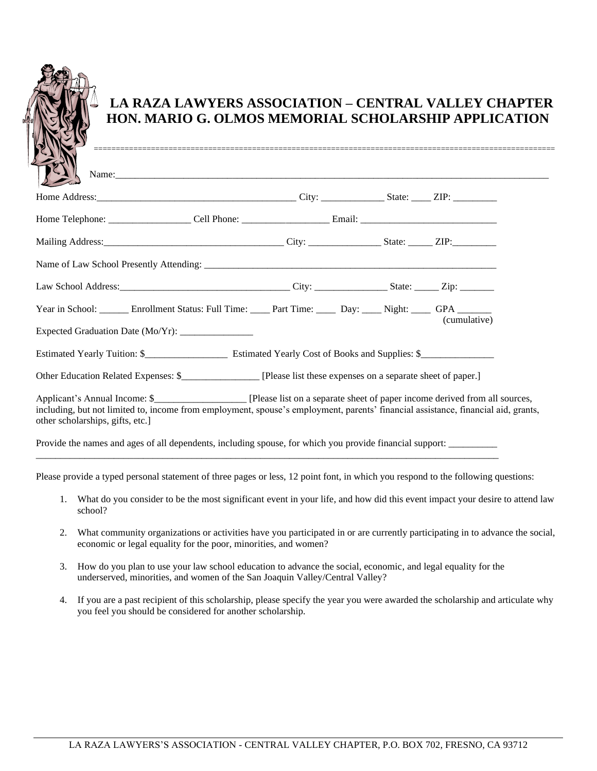# LA RAZA LAWYERS ASSOCIATION – CENTRAL VALLEY CHAPTER
# HON. MARIO G. OLMOS MEMORIAL SCHOLARSHIP APPLICATION

=====================================================================================================

Name:___________________________________________________________________________________________

Home Address:_________________________________________ City: _____________ State: ____ ZIP: _________

Home Telephone: ________________ Cell Phone: _________________ Email: ____________________________

Mailing Address:_____________________________________ City: _______________ State: _____ ZIP:_________

Name of Law School Presently Attending: _______________________________________________________________

Law School Address:___________________________________ City: _______________ State: _____ Zip: _______

Year in School: ______ Enrollment Status: Full Time: ____ Part Time: ____ Day: ____ Night: ____ GPA _______ (cumulative)

Expected Graduation Date (Mo/Yr): _______________

Estimated Yearly Tuition: $________________ Estimated Yearly Cost of Books and Supplies: $______________

Other Education Related Expenses: $_______________ [Please list these expenses on a separate sheet of paper.]

Applicant's Annual Income: $__________________ [Please list on a separate sheet of paper income derived from all sources, including, but not limited to, income from employment, spouse's employment, parents' financial assistance, financial aid, grants, other scholarships, gifts, etc.]

Provide the names and ages of all dependents, including spouse, for which you provide financial support: __________
_____________________________________________________________________________________________________

Please provide a typed personal statement of three pages or less, 12 point font, in which you respond to the following questions:

1. What do you consider to be the most significant event in your life, and how did this event impact your desire to attend law school?
2. What community organizations or activities have you participated in or are currently participating in to advance the social, economic or legal equality for the poor, minorities, and women?
3. How do you plan to use your law school education to advance the social, economic, and legal equality for the underserved, minorities, and women of the San Joaquin Valley/Central Valley?
4. If you are a past recipient of this scholarship, please specify the year you were awarded the scholarship and articulate why you feel you should be considered for another scholarship.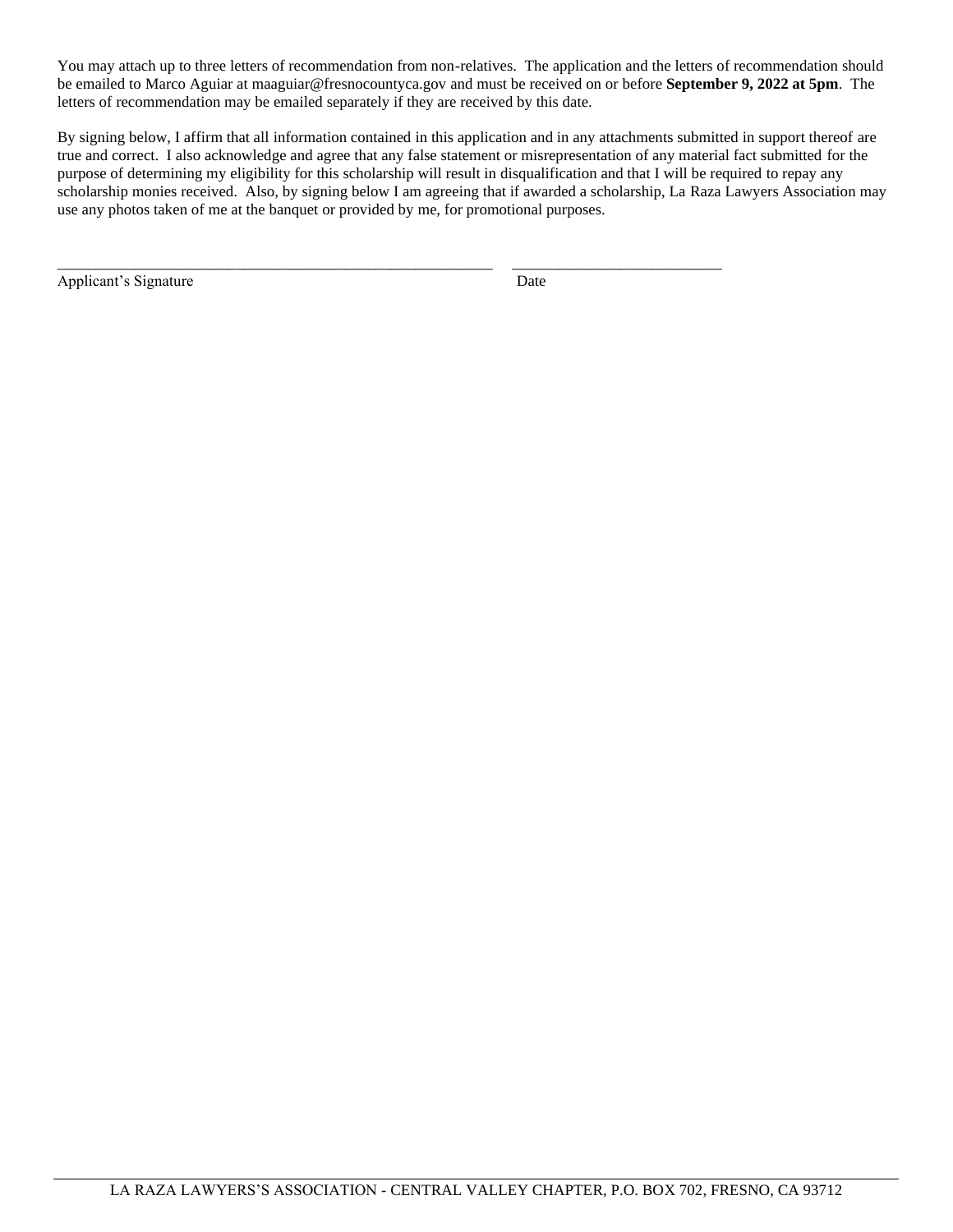You may attach up to three letters of recommendation from non-relatives. The application and the letters of recommendation should be emailed to Marco Aguiar at maaguiar@fresnocountyca.gov and must be received on or before **September 9, 2022 at 5pm**. The letters of recommendation may be emailed separately if they are received by this date.

By signing below, I affirm that all information contained in this application and in any attachments submitted in support thereof are true and correct. I also acknowledge and agree that any false statement or misrepresentation of any material fact submitted for the purpose of determining my eligibility for this scholarship will result in disqualification and that I will be required to repay any scholarship monies received. Also, by signing below I am agreeing that if awarded a scholarship, La Raza Lawyers Association may use any photos taken of me at the banquet or provided by me, for promotional purposes.

\_\_\_\_\_\_\_\_\_\_\_\_\_\_\_\_\_\_\_\_\_\_\_\_\_\_\_\_\_\_\_\_\_\_\_\_\_\_\_\_\_\_\_\_\_\_\_\_ \_\_\_\_\_\_\_\_\_\_\_\_\_\_\_\_\_\_\_\_\_\_\_\_\_\_\_\_
Applicant's Signature Date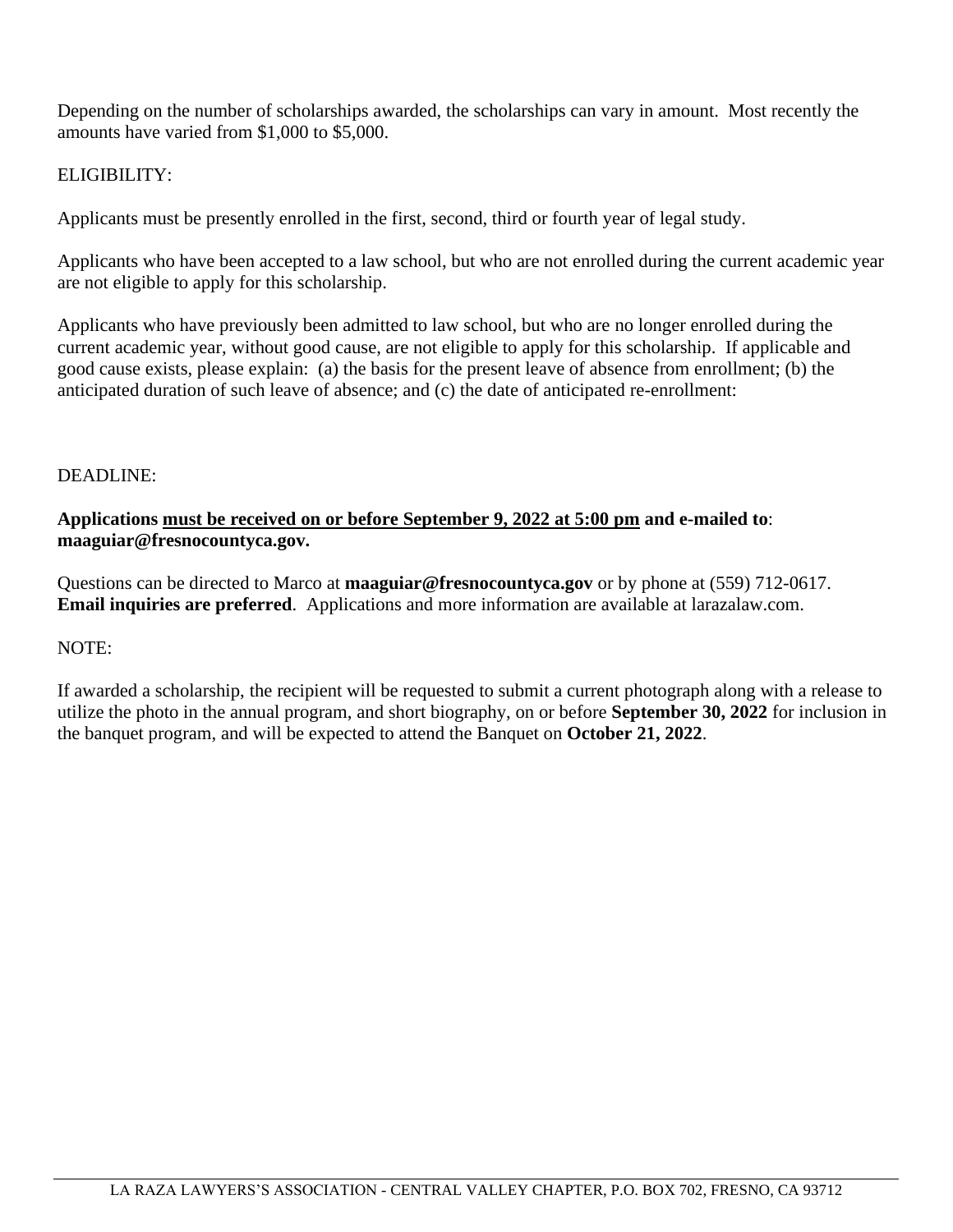Depending on the number of scholarships awarded, the scholarships can vary in amount. Most recently the amounts have varied from $1,000 to $5,000.

ELIGIBILITY:

Applicants must be presently enrolled in the first, second, third or fourth year of legal study.

Applicants who have been accepted to a law school, but who are not enrolled during the current academic year are not eligible to apply for this scholarship.

Applicants who have previously been admitted to law school, but who are no longer enrolled during the current academic year, without good cause, are not eligible to apply for this scholarship. If applicable and good cause exists, please explain: (a) the basis for the present leave of absence from enrollment; (b) the anticipated duration of such leave of absence; and (c) the date of anticipated re-enrollment:

DEADLINE:

**Applications <u>must be received on or before September 9, 2022 at 5:00 pm</u> and e-mailed to**: **maaguiar@fresnocountyca.gov.**

Questions can be directed to Marco at **maaguiar@fresnocountyca.gov** or by phone at (559) 712-0617. **Email inquiries are preferred**. Applications and more information are available at larazalaw.com.

NOTE:

If awarded a scholarship, the recipient will be requested to submit a current photograph along with a release to utilize the photo in the annual program, and short biography, on or before **September 30, 2022** for inclusion in the banquet program, and will be expected to attend the Banquet on **October 21, 2022**.